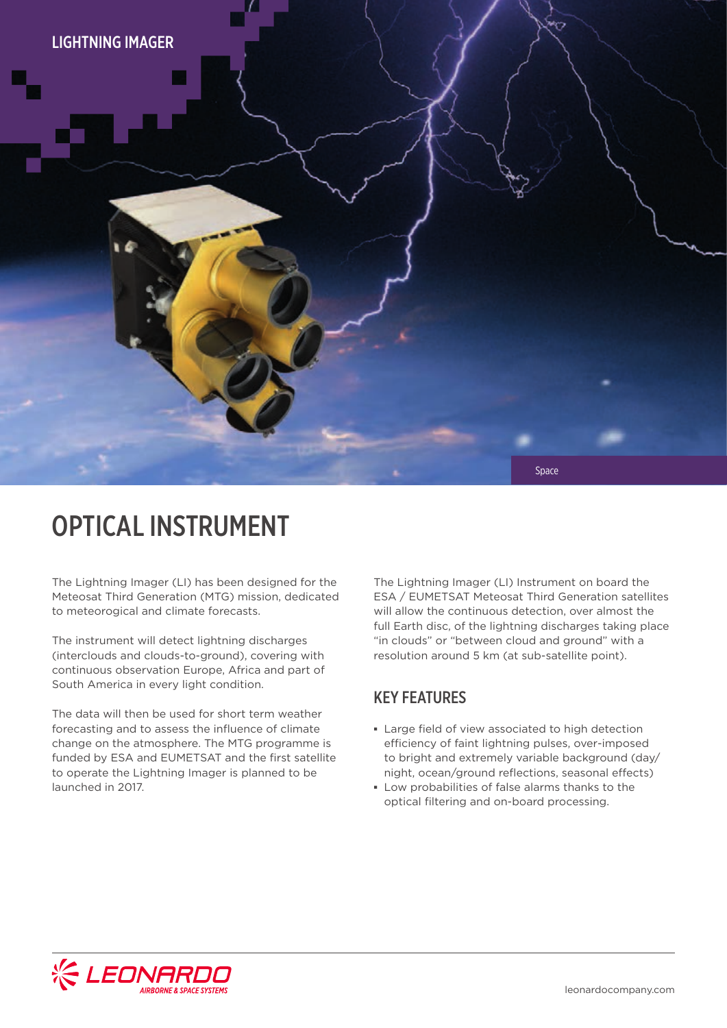LIGHTNING IMAGER

Space

# OPTICAL INSTRUMENT

The Lightning Imager (LI) has been designed for the Meteosat Third Generation (MTG) mission, dedicated to meteorological and climate forecasts.

The instrument will detect lightning discharges (interclouds and clouds-to-ground), covering with continuous observation Europe, Africa and part of South America in every light condition.

The data will then be used for short term weather forecasting and to assess the influence of climate change on the atmosphere. The MTG programme is funded by ESA and EUMETSAT and the first satellite to operate the Lightning Imager is planned to be launched in 2017.

The Lightning Imager (LI) Instrument on board the ESA / EUMETSAT Meteosat Third Generation satellites will allow the continuous detection, over almost the full Earth disc, of the lightning discharges taking place "in clouds" or "between cloud and ground" with a resolution around 5 km (at sub-satellite point).

## KEY FEATURES

- Large field of view associated to high detection efficiency of faint lightning pulses, over-imposed to bright and extremely variable background (day/night, ocean/ground reflections, seasonal effects)
- Low probabilities of false alarms thanks to the optical filtering and on-board processing.

LEONARDO AIRBORNE & SPACE SYSTEMS

leonardocompany.com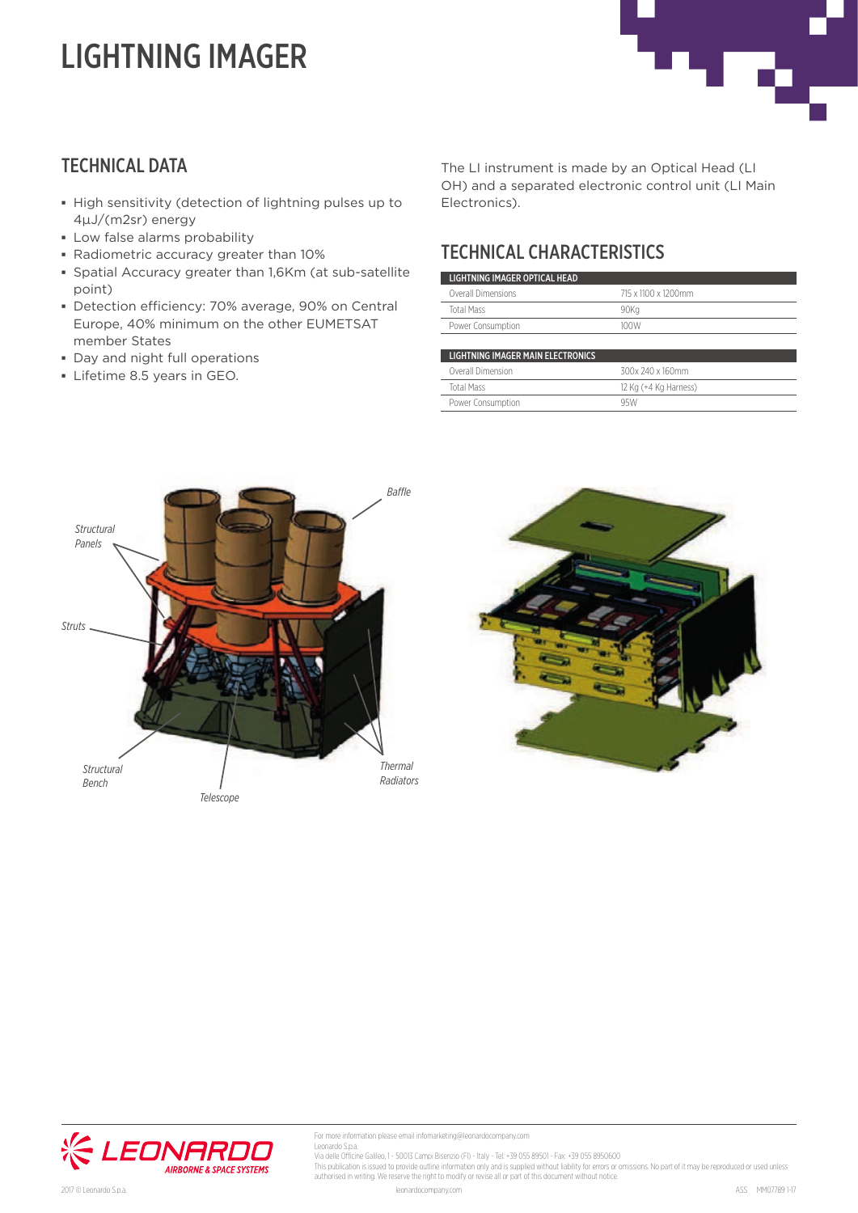# LIGHTNING IMAGER

## TECHNICAL DATA

- High sensitivity (detection of lightning pulses up to 4µJ/(m2sr) energy
- Low false alarms probability
- Radiometric accuracy greater than 10%
- Spatial Accuracy greater than 1,6Km (at sub-satellite point)
- Detection efficiency: 70% average, 90% on Central Europe, 40% minimum on the other EUMETSAT member States
- Day and night full operations
- Lifetime 8.5 years in GEO.

The LI instrument is made by an Optical Head (LI OH) and a separated electronic control unit (LI Main Electronics).

## TECHNICAL CHARACTERISTICS

| LIGHTNING IMAGER OPTICAL HEAD | |
|---|---|
| Overall Dimensions | 715 x 1100 x 1200mm |
| Total Mass | 90Kg |
| Power Consumption | 100W |

| LIGHTNING IMAGER MAIN ELECTRONICS | |
|---|---|
| Overall Dimension | 300x 240 x 160mm |
| Total Mass | 12 Kg (+4 Kg Harness) |
| Power Consumption | 95W |

*Structural Panels*

*Baffle*

*Struts*

*Structural Bench*

*Telescope*

*Thermal Radiators*

For more information please email infomarketing@leonardocompany.com

Leonardo S.p.a.
Via delle Officine Galileo, 1 - 50013 Campi Bisenzio (FI) - Italy - Tel: +39 055 89501 - Fax: +39 055 8950600
This publication is issued to provide outline information only and is supplied without liability for errors or omissions. No part of it may be reproduced or used unless authorised in writing. We reserve the right to modify or revise all or part of this document without notice.

2017 © Leonardo S.p.a. leonardocompany.com ASS MM07789 1-17